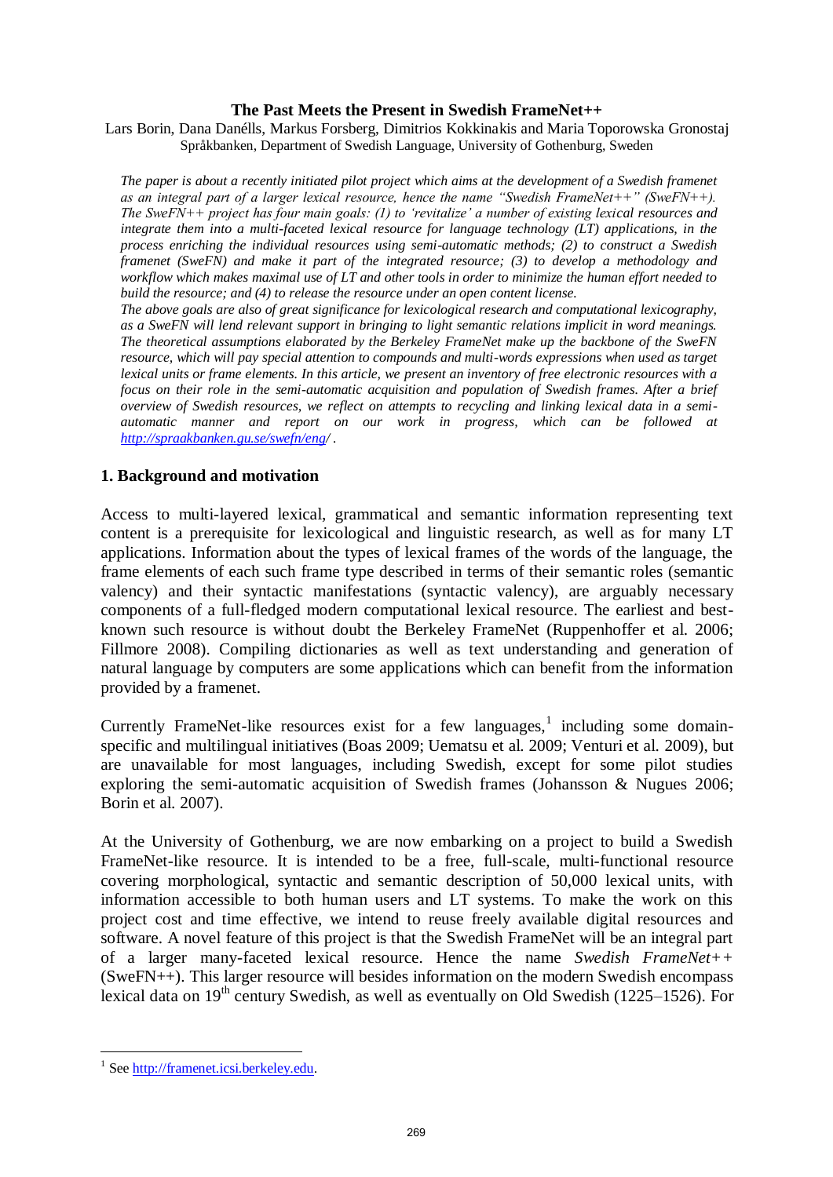# The Past Meets the Present in Swedish FrameNet++

Lars Borin, Dana Danélls, Markus Forsberg, Dimitrios Kokkinakis and Maria Toporowska Gronostaj
Språkbanken, Department of Swedish Language, University of Gothenburg, Sweden

*The paper is about a recently initiated pilot project which aims at the development of a Swedish framenet as an integral part of a larger lexical resource, hence the name "Swedish FrameNet++" (SweFN++). The SweFN++ project has four main goals: (1) to 'revitalize' a number of existing lexical resources and integrate them into a multi-faceted lexical resource for language technology (LT) applications, in the process enriching the individual resources using semi-automatic methods; (2) to construct a Swedish framenet (SweFN) and make it part of the integrated resource; (3) to develop a methodology and workflow which makes maximal use of LT and other tools in order to minimize the human effort needed to build the resource; and (4) to release the resource under an open content license.*

*The above goals are also of great significance for lexicological research and computational lexicography, as a SweFN will lend relevant support in bringing to light semantic relations implicit in word meanings. The theoretical assumptions elaborated by the Berkeley FrameNet make up the backbone of the SweFN resource, which will pay special attention to compounds and multi-words expressions when used as target lexical units or frame elements. In this article, we present an inventory of free electronic resources with a focus on their role in the semi-automatic acquisition and population of Swedish frames. After a brief overview of Swedish resources, we reflect on attempts to recycling and linking lexical data in a semi-automatic manner and report on our work in progress, which can be followed at* http://spraakbanken.gu.se/swefn/eng/ .

## 1. Background and motivation

Access to multi-layered lexical, grammatical and semantic information representing text content is a prerequisite for lexicological and linguistic research, as well as for many LT applications. Information about the types of lexical frames of the words of the language, the frame elements of each such frame type described in terms of their semantic roles (semantic valency) and their syntactic manifestations (syntactic valency), are arguably necessary components of a full-fledged modern computational lexical resource. The earliest and best-known such resource is without doubt the Berkeley FrameNet (Ruppenhoffer et al. 2006; Fillmore 2008). Compiling dictionaries as well as text understanding and generation of natural language by computers are some applications which can benefit from the information provided by a framenet.

Currently FrameNet-like resources exist for a few languages,[1] including some domain-specific and multilingual initiatives (Boas 2009; Uematsu et al. 2009; Venturi et al. 2009), but are unavailable for most languages, including Swedish, except for some pilot studies exploring the semi-automatic acquisition of Swedish frames (Johansson & Nugues 2006; Borin et al. 2007).

At the University of Gothenburg, we are now embarking on a project to build a Swedish FrameNet-like resource. It is intended to be a free, full-scale, multi-functional resource covering morphological, syntactic and semantic description of 50,000 lexical units, with information accessible to both human users and LT systems. To make the work on this project cost and time effective, we intend to reuse freely available digital resources and software. A novel feature of this project is that the Swedish FrameNet will be an integral part of a larger many-faceted lexical resource. Hence the name *Swedish FrameNet++* (SweFN++). This larger resource will besides information on the modern Swedish encompass lexical data on 19th century Swedish, as well as eventually on Old Swedish (1225–1526). For

[1] See http://framenet.icsi.berkeley.edu.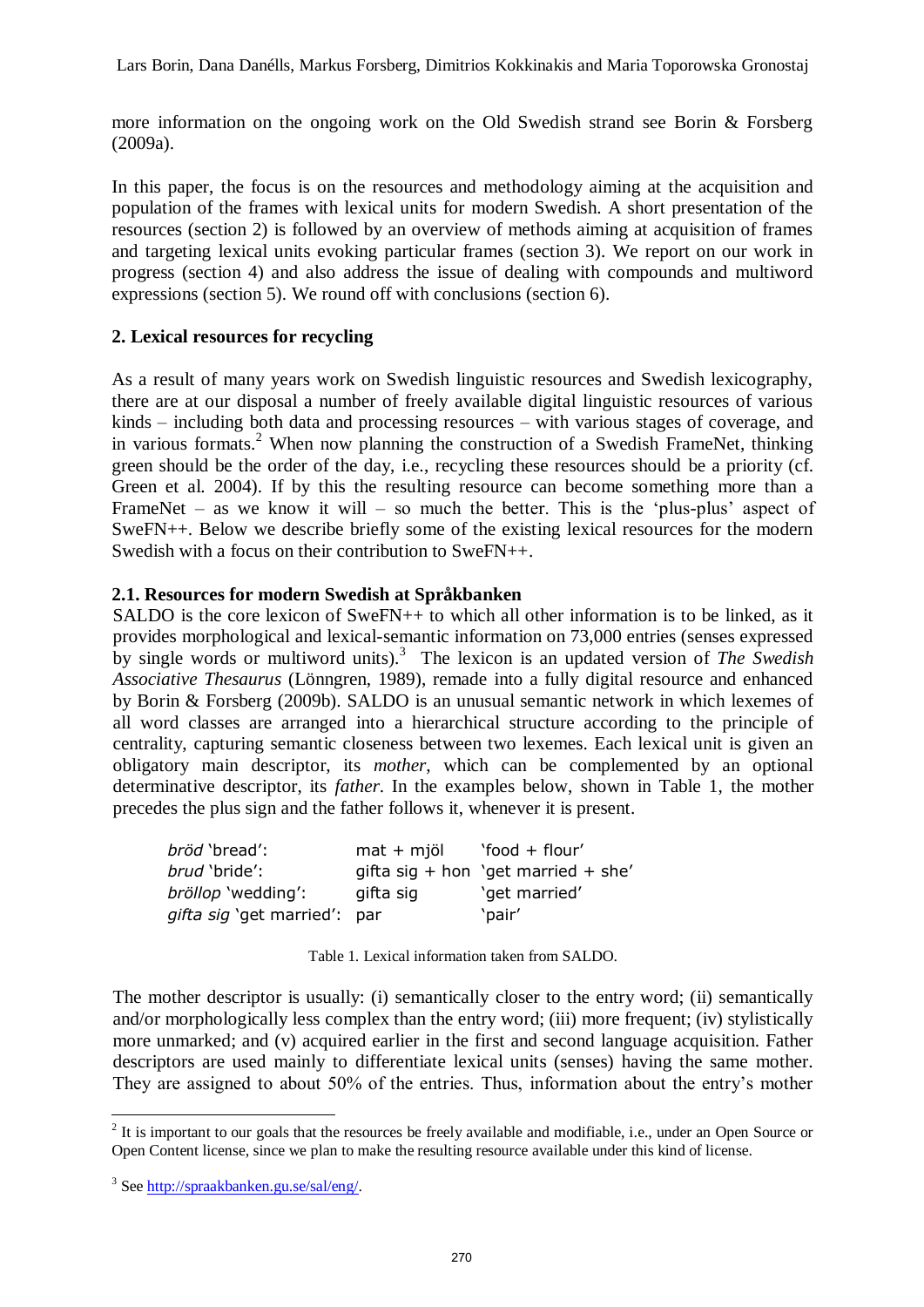more information on the ongoing work on the Old Swedish strand see Borin & Forsberg (2009a).

In this paper, the focus is on the resources and methodology aiming at the acquisition and population of the frames with lexical units for modern Swedish. A short presentation of the resources (section 2) is followed by an overview of methods aiming at acquisition of frames and targeting lexical units evoking particular frames (section 3). We report on our work in progress (section 4) and also address the issue of dealing with compounds and multiword expressions (section 5). We round off with conclusions (section 6).

## 2. Lexical resources for recycling

As a result of many years work on Swedish linguistic resources and Swedish lexicography, there are at our disposal a number of freely available digital linguistic resources of various kinds – including both data and processing resources – with various stages of coverage, and in various formats.[2] When now planning the construction of a Swedish FrameNet, thinking green should be the order of the day, i.e., recycling these resources should be a priority (cf. Green et al. 2004). If by this the resulting resource can become something more than a FrameNet – as we know it will – so much the better. This is the 'plus-plus' aspect of SweFN++. Below we describe briefly some of the existing lexical resources for the modern Swedish with a focus on their contribution to SweFN++.

### 2.1. Resources for modern Swedish at Språkbanken

SALDO is the core lexicon of SweFN++ to which all other information is to be linked, as it provides morphological and lexical-semantic information on 73,000 entries (senses expressed by single words or multiword units).[3] The lexicon is an updated version of *The Swedish Associative Thesaurus* (Lönngren, 1989), remade into a fully digital resource and enhanced by Borin & Forsberg (2009b). SALDO is an unusual semantic network in which lexemes of all word classes are arranged into a hierarchical structure according to the principle of centrality, capturing semantic closeness between two lexemes. Each lexical unit is given an obligatory main descriptor, its *mother*, which can be complemented by an optional determinative descriptor, its *father*. In the examples below, shown in Table 1, the mother precedes the plus sign and the father follows it, whenever it is present.

| | | |
|---|---|---|
| *bröd* 'bread': | mat + mjöl | 'food + flour' |
| *brud* 'bride': | gifta sig + hon | 'get married + she' |
| *bröllop* 'wedding': | gifta sig | 'get married' |
| *gifta sig* 'get married': | par | 'pair' |

Table 1. Lexical information taken from SALDO.

The mother descriptor is usually: (i) semantically closer to the entry word; (ii) semantically and/or morphologically less complex than the entry word; (iii) more frequent; (iv) stylistically more unmarked; and (v) acquired earlier in the first and second language acquisition. Father descriptors are used mainly to differentiate lexical units (senses) having the same mother. They are assigned to about 50% of the entries. Thus, information about the entry's mother

---

[2] It is important to our goals that the resources be freely available and modifiable, i.e., under an Open Source or Open Content license, since we plan to make the resulting resource available under this kind of license.

[3] See http://spraakbanken.gu.se/sal/eng/.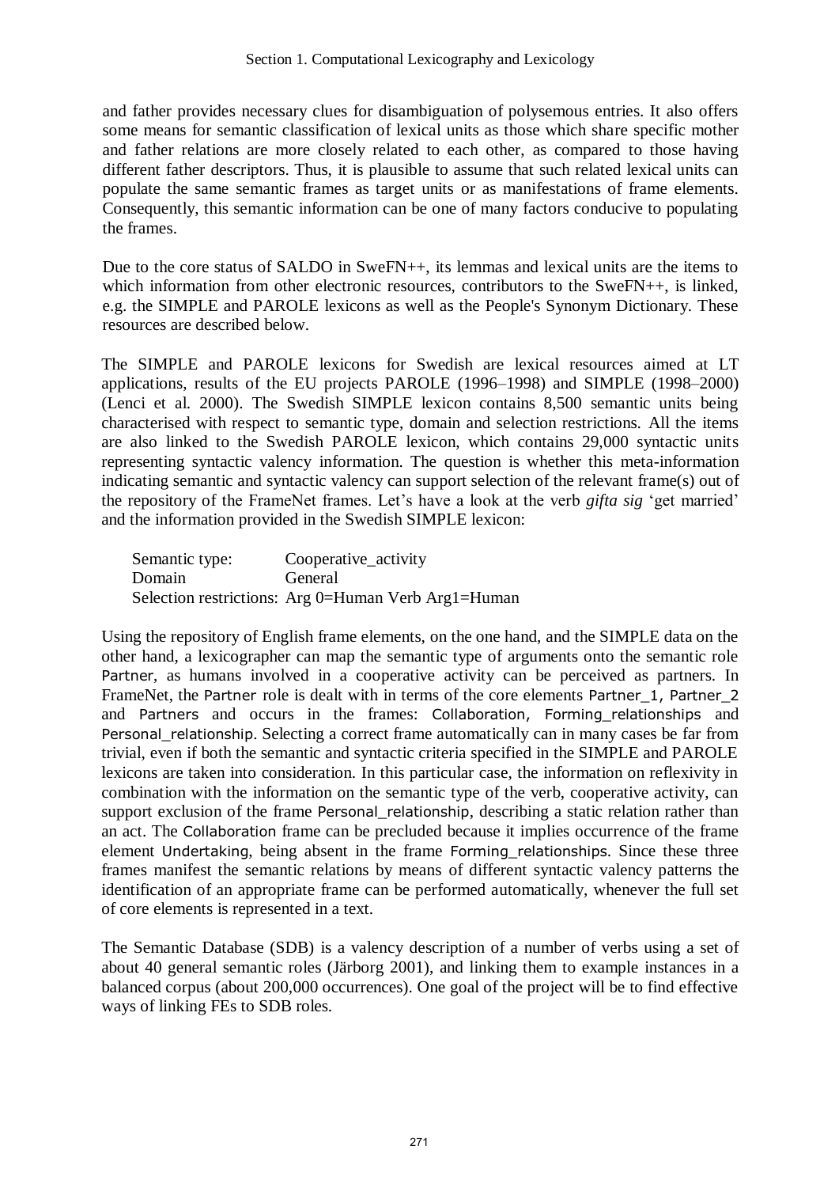and father provides necessary clues for disambiguation of polysemous entries. It also offers some means for semantic classification of lexical units as those which share specific mother and father relations are more closely related to each other, as compared to those having different father descriptors. Thus, it is plausible to assume that such related lexical units can populate the same semantic frames as target units or as manifestations of frame elements. Consequently, this semantic information can be one of many factors conducive to populating the frames.

Due to the core status of SALDO in SweFN++, its lemmas and lexical units are the items to which information from other electronic resources, contributors to the SweFN++, is linked, e.g. the SIMPLE and PAROLE lexicons as well as the People's Synonym Dictionary. These resources are described below.

The SIMPLE and PAROLE lexicons for Swedish are lexical resources aimed at LT applications, results of the EU projects PAROLE (1996–1998) and SIMPLE (1998–2000) (Lenci et al. 2000). The Swedish SIMPLE lexicon contains 8,500 semantic units being characterised with respect to semantic type, domain and selection restrictions. All the items are also linked to the Swedish PAROLE lexicon, which contains 29,000 syntactic units representing syntactic valency information. The question is whether this meta-information indicating semantic and syntactic valency can support selection of the relevant frame(s) out of the repository of the FrameNet frames. Let's have a look at the verb *gifta sig* 'get married' and the information provided in the Swedish SIMPLE lexicon:

Semantic type: Cooperative_activity
Domain General
Selection restrictions: Arg 0=Human Verb Arg1=Human

Using the repository of English frame elements, on the one hand, and the SIMPLE data on the other hand, a lexicographer can map the semantic type of arguments onto the semantic role Partner, as humans involved in a cooperative activity can be perceived as partners. In FrameNet, the Partner role is dealt with in terms of the core elements Partner_1, Partner_2 and Partners and occurs in the frames: Collaboration, Forming_relationships and Personal_relationship. Selecting a correct frame automatically can in many cases be far from trivial, even if both the semantic and syntactic criteria specified in the SIMPLE and PAROLE lexicons are taken into consideration. In this particular case, the information on reflexivity in combination with the information on the semantic type of the verb, cooperative activity, can support exclusion of the frame Personal_relationship, describing a static relation rather than an act. The Collaboration frame can be precluded because it implies occurrence of the frame element Undertaking, being absent in the frame Forming_relationships. Since these three frames manifest the semantic relations by means of different syntactic valency patterns the identification of an appropriate frame can be performed automatically, whenever the full set of core elements is represented in a text.

The Semantic Database (SDB) is a valency description of a number of verbs using a set of about 40 general semantic roles (Järborg 2001), and linking them to example instances in a balanced corpus (about 200,000 occurrences). One goal of the project will be to find effective ways of linking FEs to SDB roles.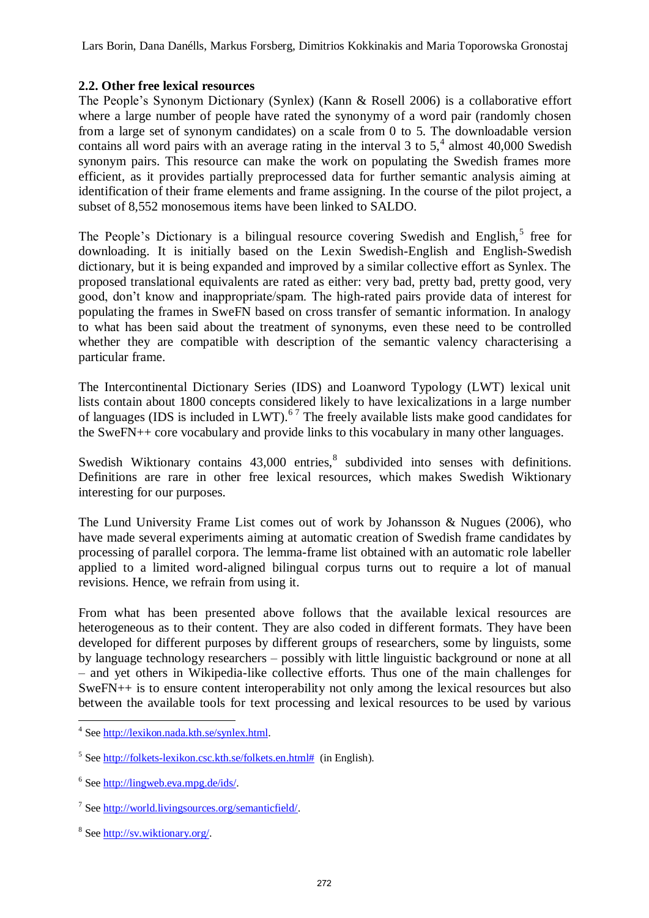## 2.2. Other free lexical resources

The People's Synonym Dictionary (Synlex) (Kann & Rosell 2006) is a collaborative effort where a large number of people have rated the synonymy of a word pair (randomly chosen from a large set of synonym candidates) on a scale from 0 to 5. The downloadable version contains all word pairs with an average rating in the interval 3 to 5,[4] almost 40,000 Swedish synonym pairs. This resource can make the work on populating the Swedish frames more efficient, as it provides partially preprocessed data for further semantic analysis aiming at identification of their frame elements and frame assigning. In the course of the pilot project, a subset of 8,552 monosemous items have been linked to SALDO.

The People's Dictionary is a bilingual resource covering Swedish and English,[5] free for downloading. It is initially based on the Lexin Swedish-English and English-Swedish dictionary, but it is being expanded and improved by a similar collective effort as Synlex. The proposed translational equivalents are rated as either: very bad, pretty bad, pretty good, very good, don't know and inappropriate/spam. The high-rated pairs provide data of interest for populating the frames in SweFN based on cross transfer of semantic information. In analogy to what has been said about the treatment of synonyms, even these need to be controlled whether they are compatible with description of the semantic valency characterising a particular frame.

The Intercontinental Dictionary Series (IDS) and Loanword Typology (LWT) lexical unit lists contain about 1800 concepts considered likely to have lexicalizations in a large number of languages (IDS is included in LWT).[6] [7] The freely available lists make good candidates for the SweFN++ core vocabulary and provide links to this vocabulary in many other languages.

Swedish Wiktionary contains 43,000 entries,[8] subdivided into senses with definitions. Definitions are rare in other free lexical resources, which makes Swedish Wiktionary interesting for our purposes.

The Lund University Frame List comes out of work by Johansson & Nugues (2006), who have made several experiments aiming at automatic creation of Swedish frame candidates by processing of parallel corpora. The lemma-frame list obtained with an automatic role labeller applied to a limited word-aligned bilingual corpus turns out to require a lot of manual revisions. Hence, we refrain from using it.

From what has been presented above follows that the available lexical resources are heterogeneous as to their content. They are also coded in different formats. They have been developed for different purposes by different groups of researchers, some by linguists, some by language technology researchers – possibly with little linguistic background or none at all – and yet others in Wikipedia-like collective efforts. Thus one of the main challenges for SweFN++ is to ensure content interoperability not only among the lexical resources but also between the available tools for text processing and lexical resources to be used by various

---

[4] See http://lexikon.nada.kth.se/synlex.html.

[5] See http://folkets-lexikon.csc.kth.se/folkets.en.html# (in English).

[6] See http://lingweb.eva.mpg.de/ids/.

[7] See http://world.livingsources.org/semanticfield/.

[8] See http://sv.wiktionary.org/.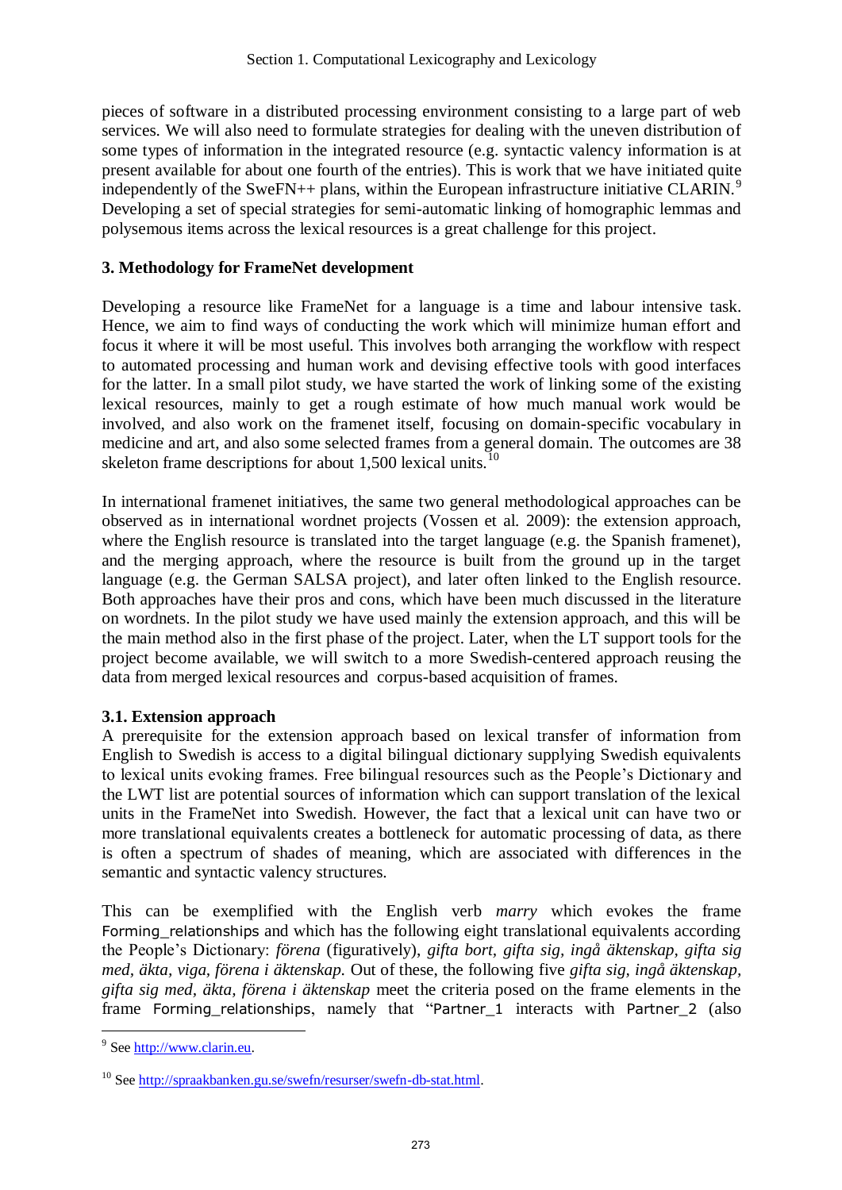pieces of software in a distributed processing environment consisting to a large part of web services. We will also need to formulate strategies for dealing with the uneven distribution of some types of information in the integrated resource (e.g. syntactic valency information is at present available for about one fourth of the entries). This is work that we have initiated quite independently of the SweFN++ plans, within the European infrastructure initiative CLARIN.[9] Developing a set of special strategies for semi-automatic linking of homographic lemmas and polysemous items across the lexical resources is a great challenge for this project.

## 3. Methodology for FrameNet development

Developing a resource like FrameNet for a language is a time and labour intensive task. Hence, we aim to find ways of conducting the work which will minimize human effort and focus it where it will be most useful. This involves both arranging the workflow with respect to automated processing and human work and devising effective tools with good interfaces for the latter. In a small pilot study, we have started the work of linking some of the existing lexical resources, mainly to get a rough estimate of how much manual work would be involved, and also work on the framenet itself, focusing on domain-specific vocabulary in medicine and art, and also some selected frames from a general domain. The outcomes are 38 skeleton frame descriptions for about 1,500 lexical units.[10]

In international framenet initiatives, the same two general methodological approaches can be observed as in international wordnet projects (Vossen et al. 2009): the extension approach, where the English resource is translated into the target language (e.g. the Spanish framenet), and the merging approach, where the resource is built from the ground up in the target language (e.g. the German SALSA project), and later often linked to the English resource. Both approaches have their pros and cons, which have been much discussed in the literature on wordnets. In the pilot study we have used mainly the extension approach, and this will be the main method also in the first phase of the project. Later, when the LT support tools for the project become available, we will switch to a more Swedish-centered approach reusing the data from merged lexical resources and corpus-based acquisition of frames.

### 3.1. Extension approach

A prerequisite for the extension approach based on lexical transfer of information from English to Swedish is access to a digital bilingual dictionary supplying Swedish equivalents to lexical units evoking frames. Free bilingual resources such as the People's Dictionary and the LWT list are potential sources of information which can support translation of the lexical units in the FrameNet into Swedish. However, the fact that a lexical unit can have two or more translational equivalents creates a bottleneck for automatic processing of data, as there is often a spectrum of shades of meaning, which are associated with differences in the semantic and syntactic valency structures.

This can be exemplified with the English verb *marry* which evokes the frame Forming_relationships and which has the following eight translational equivalents according the People's Dictionary: *förena* (figuratively), *gifta bort, gifta sig, ingå äktenskap, gifta sig med, äkta, viga, förena i äktenskap.* Out of these, the following five *gifta sig, ingå äktenskap, gifta sig med, äkta, förena i äktenskap* meet the criteria posed on the frame elements in the frame Forming_relationships, namely that "Partner_1 interacts with Partner_2 (also

---

[9] See http://www.clarin.eu.

[10] See http://spraakbanken.gu.se/swefn/resurser/swefn-db-stat.html.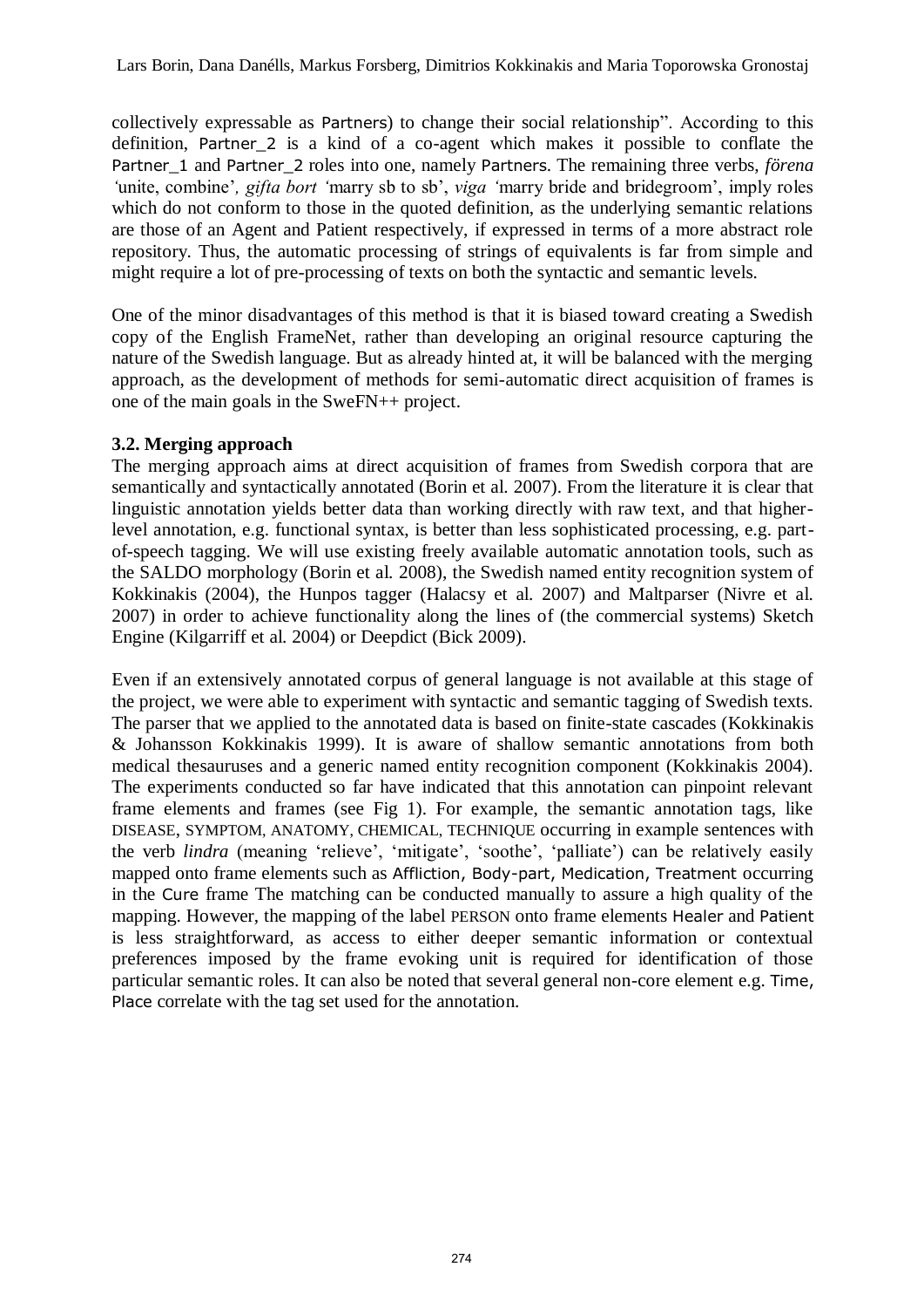collectively expressable as Partners) to change their social relationship". According to this definition, Partner_2 is a kind of a co-agent which makes it possible to conflate the Partner_1 and Partner_2 roles into one, namely Partners. The remaining three verbs, *förena* 'unite, combine', *gifta bort* 'marry sb to sb', *viga* 'marry bride and bridegroom', imply roles which do not conform to those in the quoted definition, as the underlying semantic relations are those of an Agent and Patient respectively, if expressed in terms of a more abstract role repository. Thus, the automatic processing of strings of equivalents is far from simple and might require a lot of pre-processing of texts on both the syntactic and semantic levels.

One of the minor disadvantages of this method is that it is biased toward creating a Swedish copy of the English FrameNet, rather than developing an original resource capturing the nature of the Swedish language. But as already hinted at, it will be balanced with the merging approach, as the development of methods for semi-automatic direct acquisition of frames is one of the main goals in the SweFN++ project.

### 3.2. Merging approach

The merging approach aims at direct acquisition of frames from Swedish corpora that are semantically and syntactically annotated (Borin et al. 2007). From the literature it is clear that linguistic annotation yields better data than working directly with raw text, and that higher-level annotation, e.g. functional syntax, is better than less sophisticated processing, e.g. part-of-speech tagging. We will use existing freely available automatic annotation tools, such as the SALDO morphology (Borin et al. 2008), the Swedish named entity recognition system of Kokkinakis (2004), the Hunpos tagger (Halacsy et al. 2007) and Maltparser (Nivre et al. 2007) in order to achieve functionality along the lines of (the commercial systems) Sketch Engine (Kilgarriff et al. 2004) or Deepdict (Bick 2009).

Even if an extensively annotated corpus of general language is not available at this stage of the project, we were able to experiment with syntactic and semantic tagging of Swedish texts. The parser that we applied to the annotated data is based on finite-state cascades (Kokkinakis & Johansson Kokkinakis 1999). It is aware of shallow semantic annotations from both medical thesauruses and a generic named entity recognition component (Kokkinakis 2004). The experiments conducted so far have indicated that this annotation can pinpoint relevant frame elements and frames (see Fig 1). For example, the semantic annotation tags, like DISEASE, SYMPTOM, ANATOMY, CHEMICAL, TECHNIQUE occurring in example sentences with the verb *lindra* (meaning 'relieve', 'mitigate', 'soothe', 'palliate') can be relatively easily mapped onto frame elements such as Affliction, Body-part, Medication, Treatment occurring in the Cure frame The matching can be conducted manually to assure a high quality of the mapping. However, the mapping of the label PERSON onto frame elements Healer and Patient is less straightforward, as access to either deeper semantic information or contextual preferences imposed by the frame evoking unit is required for identification of those particular semantic roles. It can also be noted that several general non-core element e.g. Time, Place correlate with the tag set used for the annotation.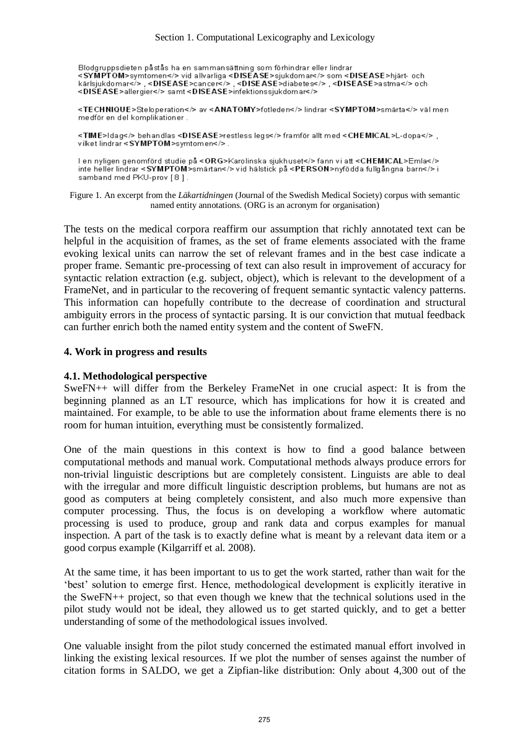Blodgruppsdieten påstås ha en sammansättning som förhindrar eller lindrar <SYMPTOM>symtomen</> vid allvarliga <DISEASE>sjukdomar</> som <DISEASE>hjärt- och kärlsjukdomar</> , <DISEASE>cancer</> , <DISEASE>diabetes</> , <DISEASE>astma</> och <DISEASE>allergier</> samt <DISEASE>infektionssjukdomar</>

<TECHNIQUE>Steloperation</> av <ANATOMY>fotleden</> lindrar <SYMPTOM>smärta</> väl men medför en del komplikationer .

<TIME>Idag</> behandlas <DISEASE>restless legs</> framför allt med <CHEMICAL>L-dopa</> , vilket lindrar <SYMPTOM>symtomen</> .

I en nyligen genomförd studie på <ORG>Karolinska sjukhuset</> fann vi att <CHEMICAL>Emla</> inte heller lindrar <SYMPTOM>smärtan</> vid hälstick på <PERSON>nyfödda fullgångna barn</> i samband med PKU-prov [8] .

Figure 1. An excerpt from the *Läkartidningen* (Journal of the Swedish Medical Society) corpus with semantic named entity annotations. (ORG is an acronym for organisation)

The tests on the medical corpora reaffirm our assumption that richly annotated text can be helpful in the acquisition of frames, as the set of frame elements associated with the frame evoking lexical units can narrow the set of relevant frames and in the best case indicate a proper frame. Semantic pre-processing of text can also result in improvement of accuracy for syntactic relation extraction (e.g. subject, object), which is relevant to the development of a FrameNet, and in particular to the recovering of frequent semantic syntactic valency patterns. This information can hopefully contribute to the decrease of coordination and structural ambiguity errors in the process of syntactic parsing. It is our conviction that mutual feedback can further enrich both the named entity system and the content of SweFN.

## 4. Work in progress and results

### 4.1. Methodological perspective

SweFN++ will differ from the Berkeley FrameNet in one crucial aspect: It is from the beginning planned as an LT resource, which has implications for how it is created and maintained. For example, to be able to use the information about frame elements there is no room for human intuition, everything must be consistently formalized.

One of the main questions in this context is how to find a good balance between computational methods and manual work. Computational methods always produce errors for non-trivial linguistic descriptions but are completely consistent. Linguists are able to deal with the irregular and more difficult linguistic description problems, but humans are not as good as computers at being completely consistent, and also much more expensive than computer processing. Thus, the focus is on developing a workflow where automatic processing is used to produce, group and rank data and corpus examples for manual inspection. A part of the task is to exactly define what is meant by a relevant data item or a good corpus example (Kilgarriff et al. 2008).

At the same time, it has been important to us to get the work started, rather than wait for the 'best' solution to emerge first. Hence, methodological development is explicitly iterative in the SweFN++ project, so that even though we knew that the technical solutions used in the pilot study would not be ideal, they allowed us to get started quickly, and to get a better understanding of some of the methodological issues involved.

One valuable insight from the pilot study concerned the estimated manual effort involved in linking the existing lexical resources. If we plot the number of senses against the number of citation forms in SALDO, we get a Zipfian-like distribution: Only about 4,300 out of the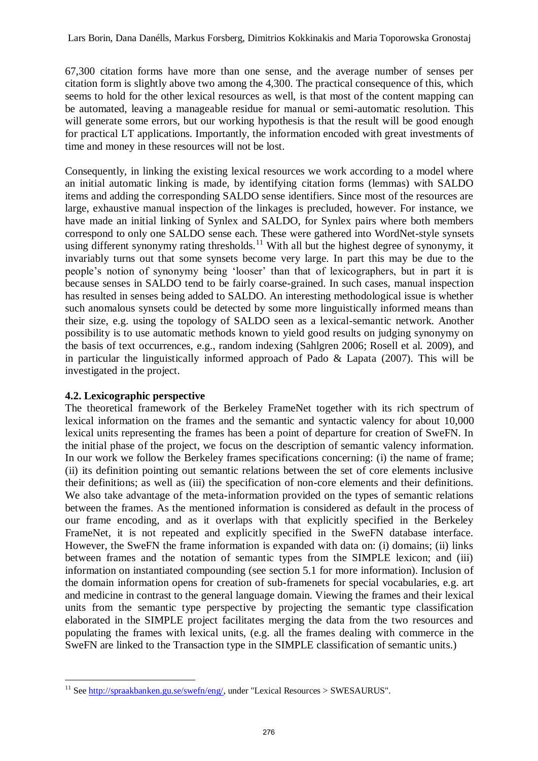67,300 citation forms have more than one sense, and the average number of senses per citation form is slightly above two among the 4,300. The practical consequence of this, which seems to hold for the other lexical resources as well, is that most of the content mapping can be automated, leaving a manageable residue for manual or semi-automatic resolution. This will generate some errors, but our working hypothesis is that the result will be good enough for practical LT applications. Importantly, the information encoded with great investments of time and money in these resources will not be lost.

Consequently, in linking the existing lexical resources we work according to a model where an initial automatic linking is made, by identifying citation forms (lemmas) with SALDO items and adding the corresponding SALDO sense identifiers. Since most of the resources are large, exhaustive manual inspection of the linkages is precluded, however. For instance, we have made an initial linking of Synlex and SALDO, for Synlex pairs where both members correspond to only one SALDO sense each. These were gathered into WordNet-style synsets using different synonymy rating thresholds.[11] With all but the highest degree of synonymy, it invariably turns out that some synsets become very large. In part this may be due to the people's notion of synonymy being 'looser' than that of lexicographers, but in part it is because senses in SALDO tend to be fairly coarse-grained. In such cases, manual inspection has resulted in senses being added to SALDO. An interesting methodological issue is whether such anomalous synsets could be detected by some more linguistically informed means than their size, e.g. using the topology of SALDO seen as a lexical-semantic network. Another possibility is to use automatic methods known to yield good results on judging synonymy on the basis of text occurrences, e.g., random indexing (Sahlgren 2006; Rosell et al. 2009), and in particular the linguistically informed approach of Pado & Lapata (2007). This will be investigated in the project.

### 4.2. Lexicographic perspective

The theoretical framework of the Berkeley FrameNet together with its rich spectrum of lexical information on the frames and the semantic and syntactic valency for about 10,000 lexical units representing the frames has been a point of departure for creation of SweFN. In the initial phase of the project, we focus on the description of semantic valency information. In our work we follow the Berkeley frames specifications concerning: (i) the name of frame; (ii) its definition pointing out semantic relations between the set of core elements inclusive their definitions; as well as (iii) the specification of non-core elements and their definitions. We also take advantage of the meta-information provided on the types of semantic relations between the frames. As the mentioned information is considered as default in the process of our frame encoding, and as it overlaps with that explicitly specified in the Berkeley FrameNet, it is not repeated and explicitly specified in the SweFN database interface. However, the SweFN the frame information is expanded with data on: (i) domains; (ii) links between frames and the notation of semantic types from the SIMPLE lexicon; and (iii) information on instantiated compounding (see section 5.1 for more information). Inclusion of the domain information opens for creation of sub-framenets for special vocabularies, e.g. art and medicine in contrast to the general language domain. Viewing the frames and their lexical units from the semantic type perspective by projecting the semantic type classification elaborated in the SIMPLE project facilitates merging the data from the two resources and populating the frames with lexical units, (e.g. all the frames dealing with commerce in the SweFN are linked to the Transaction type in the SIMPLE classification of semantic units.)

---

[11] See http://spraakbanken.gu.se/swefn/eng/, under "Lexical Resources > SWESAURUS".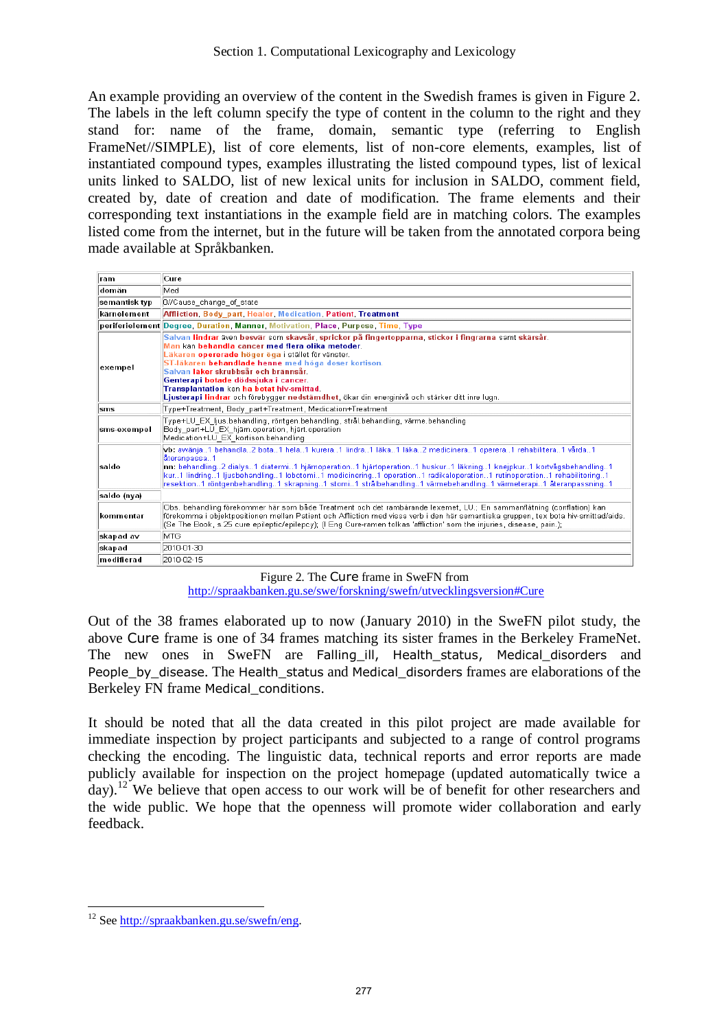An example providing an overview of the content in the Swedish frames is given in Figure 2. The labels in the left column specify the type of content in the column to the right and they stand for: name of the frame, domain, semantic type (referring to English FrameNet//SIMPLE), list of core elements, list of non-core elements, examples, list of instantiated compound types, examples illustrating the listed compound types, list of lexical units linked to SALDO, list of new lexical units for inclusion in SALDO, comment field, created by, date of creation and date of modification. The frame elements and their corresponding text instantiations in the example field are in matching colors. The examples listed come from the internet, but in the future will be taken from the annotated corpora being made available at Språkbanken.

| | |
|---|---|
| ram | Cure |
| domän | Med |
| semantisk typ | 0//Cause_change_of_state |
| kärnelement | Affliction, Body_part, Healer, Medication, Patient, Treatment |
| periferielement | Degree, Duration, Manner, Motivation, Place, Purpose, Time, Type |
| exempel | Salvan lindrar även besvär som skavsår, sprickor på fingertopparna, stickor i fingrarna samt skärsår.<br>Man kan behandla cancer med flera olika metoder.<br>Läkaren opererade höger öga i stället för vänster.<br>ST-läkaren behandlade henne med höga doser kortison.<br>Salvan läker skrubbsår och brännsår.<br>Genterapi botade dödssjuka i cancer.<br>Transplantation kan ha botat hiv-smittad.<br>Ljusterapi lindrar och förebygger nedstämdhet, ökar din energinivå och stärker ditt inre lugn. |
| sms | Type+Treatment, Body_part+Treatment, Medication+Treatment |
| sms-exempel | Type+LU_EX_ljus.behandling, röntgen.behandling, strål.behandling, värme.behandling<br>Body_part+LU_EX_hjärn.operation, hjärt.operation<br>Medication+LU_EX_kortison.behandling |
| saldo | vb: avvänja..1 behandla..2 bota..1 hela..1 kurera..1 lindra..1 läka..1 läka..2 medicinera..1 operera..1 rehabilitera..1 vårda..1 återanpassa..1<br>nn: behandling..2 dialys..1 diatermi..1 hjärnoperation..1 hjärtoperation..1 huskur..1 läkning..1 knejpkur..1 kortvågsbehandling..1 kur..1 lindring..1 ljusbehandling..1 lobotomi..1 medicinering..1 operation..1 radikaloperation..1 rutinoperation..1 rehabilitering..1 resektion..1 röntgenbehandling..1 skrapning..1 stomi..1 strålbehandling..1 värmebehandling..1 värmeterapi..1 återanpassning..1 |
| saldo (nya) | |
| kommentar | Obs. behandling förekommer här som både Treatment och det rambärande lexemet, LU.; En sammanflätning (conflation) kan förekomma i objektpositionen mellan Patient och Affliction med vissa verb i den här semantiska gruppen, tex bota hiv-smittad/aids. (Se The Book, s.25 cure epileptic/epilepcy); (I Eng Cure-ramen tolkas 'affliction' som the injuries, disease, pain.); |
| skapad av | MTG |
| skapad | 2010-01-30 |
| modifierad | 2010-02-15 |

Figure 2. The Cure frame in SweFN from http://spraakbanken.gu.se/swe/forskning/swefn/utvecklingsversion#Cure

Out of the 38 frames elaborated up to now (January 2010) in the SweFN pilot study, the above Cure frame is one of 34 frames matching its sister frames in the Berkeley FrameNet. The new ones in SweFN are Falling_ill, Health_status, Medical_disorders and People_by_disease. The Health_status and Medical_disorders frames are elaborations of the Berkeley FN frame Medical_conditions.

It should be noted that all the data created in this pilot project are made available for immediate inspection by project participants and subjected to a range of control programs checking the encoding. The linguistic data, technical reports and error reports are made publicly available for inspection on the project homepage (updated automatically twice a day).[12] We believe that open access to our work will be of benefit for other researchers and the wide public. We hope that the openness will promote wider collaboration and early feedback.

[12] See http://spraakbanken.gu.se/swefn/eng.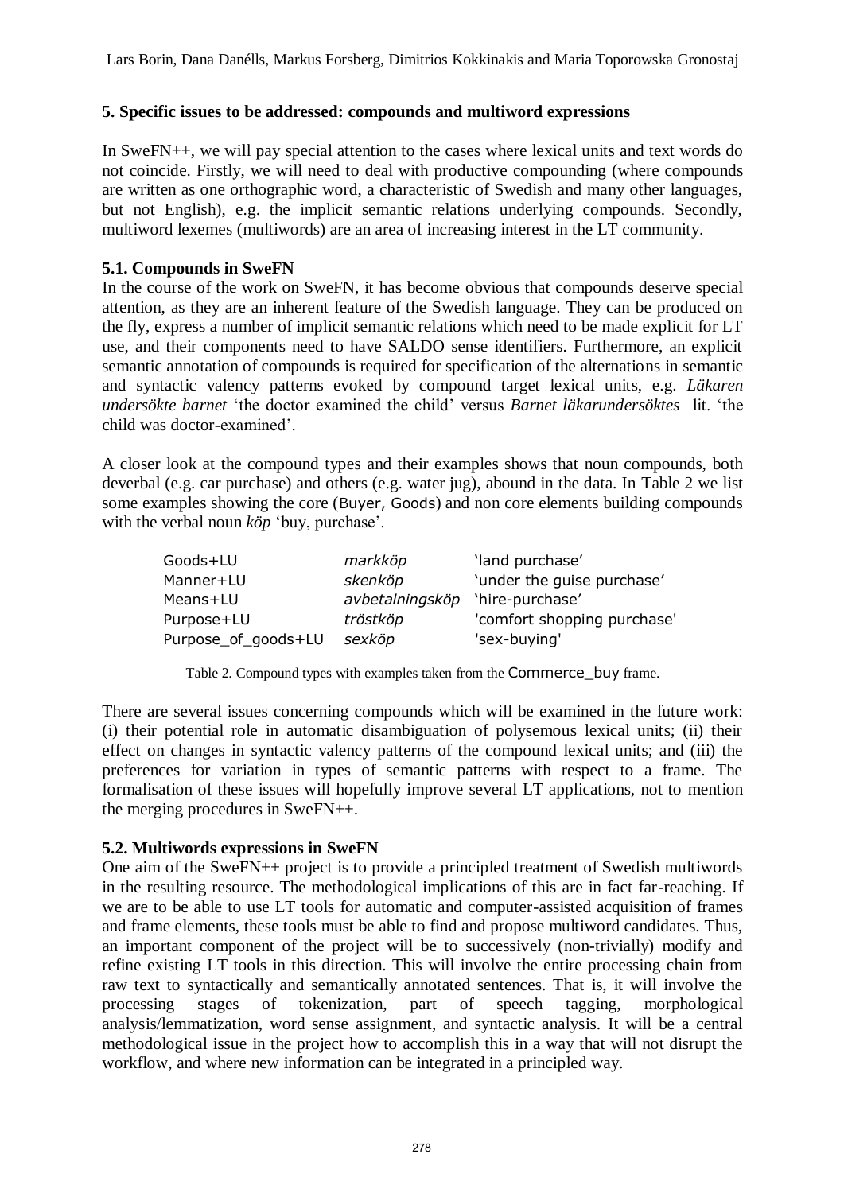## 5. Specific issues to be addressed: compounds and multiword expressions

In SweFN++, we will pay special attention to the cases where lexical units and text words do not coincide. Firstly, we will need to deal with productive compounding (where compounds are written as one orthographic word, a characteristic of Swedish and many other languages, but not English), e.g. the implicit semantic relations underlying compounds. Secondly, multiword lexemes (multiwords) are an area of increasing interest in the LT community.

### 5.1. Compounds in SweFN

In the course of the work on SweFN, it has become obvious that compounds deserve special attention, as they are an inherent feature of the Swedish language. They can be produced on the fly, express a number of implicit semantic relations which need to be made explicit for LT use, and their components need to have SALDO sense identifiers. Furthermore, an explicit semantic annotation of compounds is required for specification of the alternations in semantic and syntactic valency patterns evoked by compound target lexical units, e.g. *Läkaren undersökte barnet* 'the doctor examined the child' versus *Barnet läkarundersöktes* lit. 'the child was doctor-examined'.

A closer look at the compound types and their examples shows that noun compounds, both deverbal (e.g. car purchase) and others (e.g. water jug), abound in the data. In Table 2 we list some examples showing the core (Buyer, Goods) and non core elements building compounds with the verbal noun *köp* 'buy, purchase'.

| | | |
|---|---|---|
| Goods+LU | *markköp* | 'land purchase' |
| Manner+LU | *skenköp* | 'under the guise purchase' |
| Means+LU | *avbetalningsköp* | 'hire-purchase' |
| Purpose+LU | *tröstköp* | 'comfort shopping purchase' |
| Purpose_of_goods+LU | *sexköp* | 'sex-buying' |

Table 2. Compound types with examples taken from the Commerce_buy frame.

There are several issues concerning compounds which will be examined in the future work: (i) their potential role in automatic disambiguation of polysemous lexical units; (ii) their effect on changes in syntactic valency patterns of the compound lexical units; and (iii) the preferences for variation in types of semantic patterns with respect to a frame. The formalisation of these issues will hopefully improve several LT applications, not to mention the merging procedures in SweFN++.

### 5.2. Multiwords expressions in SweFN

One aim of the SweFN++ project is to provide a principled treatment of Swedish multiwords in the resulting resource. The methodological implications of this are in fact far-reaching. If we are to be able to use LT tools for automatic and computer-assisted acquisition of frames and frame elements, these tools must be able to find and propose multiword candidates. Thus, an important component of the project will be to successively (non-trivially) modify and refine existing LT tools in this direction. This will involve the entire processing chain from raw text to syntactically and semantically annotated sentences. That is, it will involve the processing stages of tokenization, part of speech tagging, morphological analysis/lemmatization, word sense assignment, and syntactic analysis. It will be a central methodological issue in the project how to accomplish this in a way that will not disrupt the workflow, and where new information can be integrated in a principled way.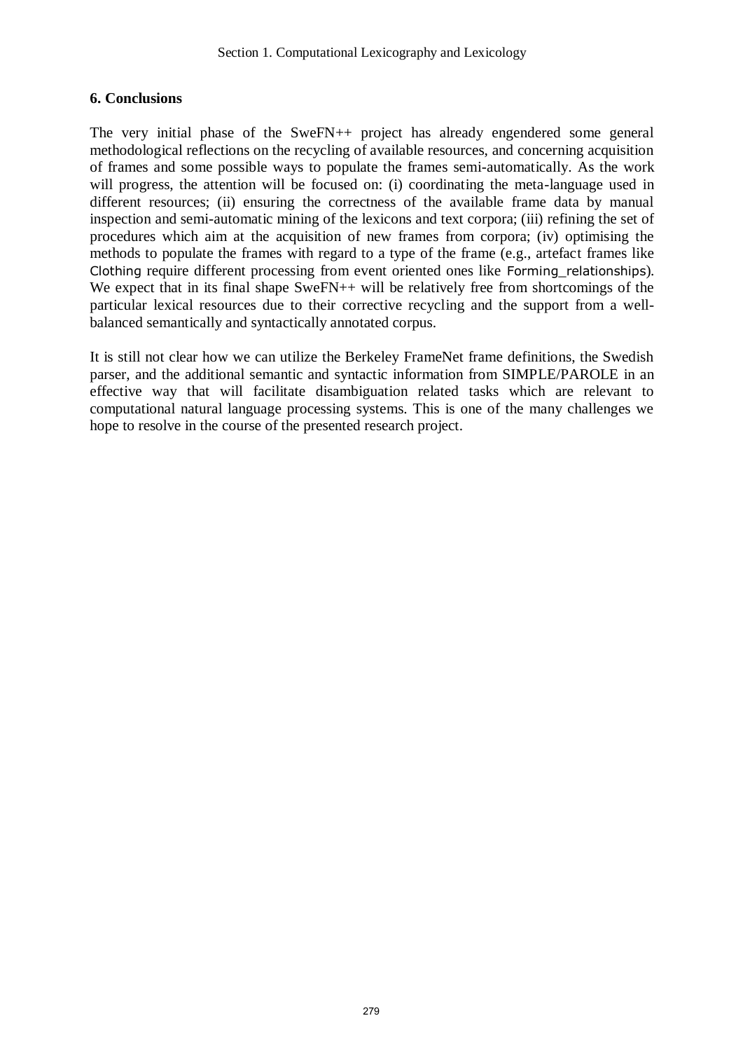## 6. Conclusions

The very initial phase of the SweFN++ project has already engendered some general methodological reflections on the recycling of available resources, and concerning acquisition of frames and some possible ways to populate the frames semi-automatically. As the work will progress, the attention will be focused on: (i) coordinating the meta-language used in different resources; (ii) ensuring the correctness of the available frame data by manual inspection and semi-automatic mining of the lexicons and text corpora; (iii) refining the set of procedures which aim at the acquisition of new frames from corpora; (iv) optimising the methods to populate the frames with regard to a type of the frame (e.g., artefact frames like Clothing require different processing from event oriented ones like Forming_relationships). We expect that in its final shape SweFN++ will be relatively free from shortcomings of the particular lexical resources due to their corrective recycling and the support from a well-balanced semantically and syntactically annotated corpus.

It is still not clear how we can utilize the Berkeley FrameNet frame definitions, the Swedish parser, and the additional semantic and syntactic information from SIMPLE/PAROLE in an effective way that will facilitate disambiguation related tasks which are relevant to computational natural language processing systems. This is one of the many challenges we hope to resolve in the course of the presented research project.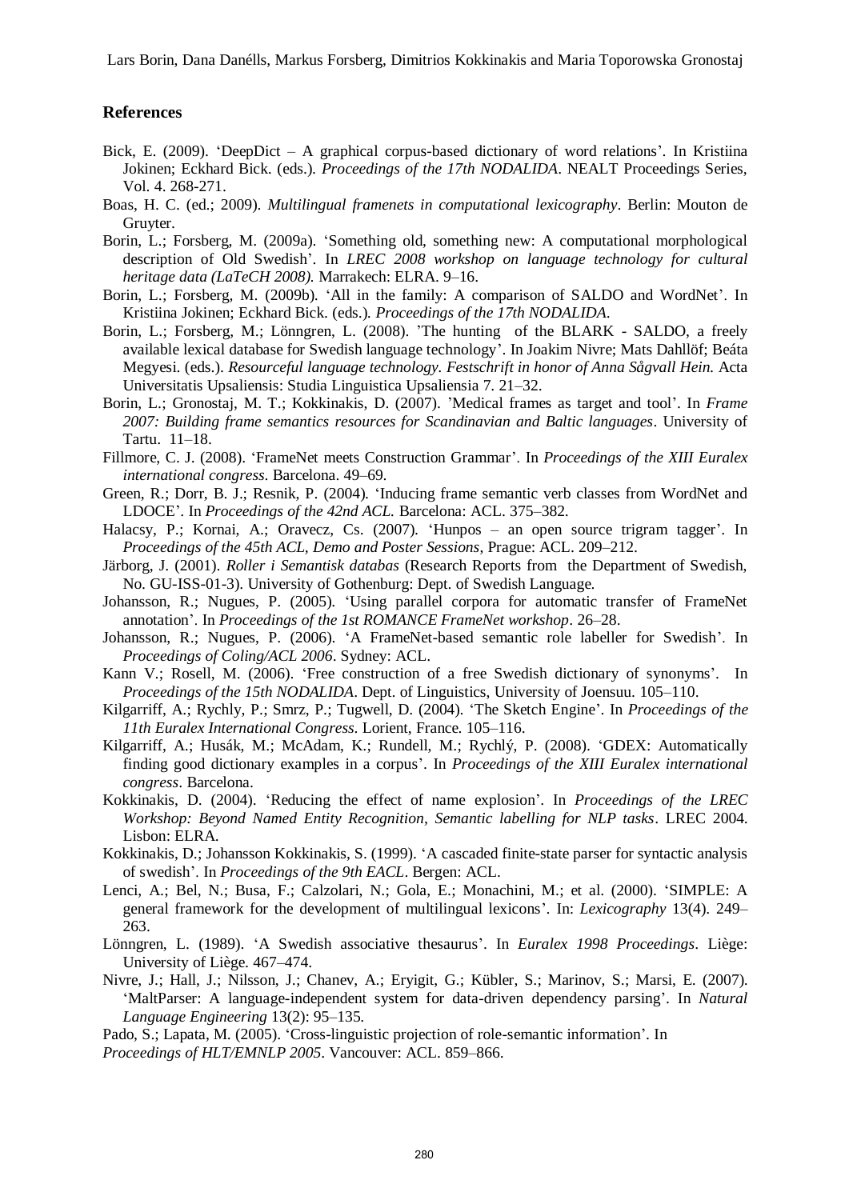## References

Bick, E. (2009). 'DeepDict – A graphical corpus-based dictionary of word relations'. In Kristiina Jokinen; Eckhard Bick. (eds.). *Proceedings of the 17th NODALIDA*. NEALT Proceedings Series, Vol. 4. 268-271.

Boas, H. C. (ed.; 2009). *Multilingual framenets in computational lexicography*. Berlin: Mouton de Gruyter.

Borin, L.; Forsberg, M. (2009a). 'Something old, something new: A computational morphological description of Old Swedish'. In *LREC 2008 workshop on language technology for cultural heritage data (LaTeCH 2008).* Marrakech: ELRA. 9–16.

Borin, L.; Forsberg, M. (2009b). 'All in the family: A comparison of SALDO and WordNet'. In Kristiina Jokinen; Eckhard Bick. (eds.). *Proceedings of the 17th NODALIDA*.

Borin, L.; Forsberg, M.; Lönngren, L. (2008). 'The hunting of the BLARK - SALDO, a freely available lexical database for Swedish language technology'. In Joakim Nivre; Mats Dahllöf; Beáta Megyesi. (eds.). *Resourceful language technology. Festschrift in honor of Anna Sågvall Hein.* Acta Universitatis Upsaliensis: Studia Linguistica Upsaliensia 7. 21–32.

Borin, L.; Gronostaj, M. T.; Kokkinakis, D. (2007). 'Medical frames as target and tool'. In *Frame 2007: Building frame semantics resources for Scandinavian and Baltic languages*. University of Tartu. 11–18.

Fillmore, C. J. (2008). 'FrameNet meets Construction Grammar'. In *Proceedings of the XIII Euralex international congress*. Barcelona. 49–69.

Green, R.; Dorr, B. J.; Resnik, P. (2004). 'Inducing frame semantic verb classes from WordNet and LDOCE'. In *Proceedings of the 42nd ACL.* Barcelona: ACL. 375–382.

Halacsy, P.; Kornai, A.; Oravecz, Cs. (2007). 'Hunpos – an open source trigram tagger'. In *Proceedings of the 45th ACL, Demo and Poster Sessions*, Prague: ACL. 209–212.

Järborg, J. (2001). *Roller i Semantisk databas* (Research Reports from the Department of Swedish, No. GU-ISS-01-3). University of Gothenburg: Dept. of Swedish Language.

Johansson, R.; Nugues, P. (2005). 'Using parallel corpora for automatic transfer of FrameNet annotation'. In *Proceedings of the 1st ROMANCE FrameNet workshop*. 26–28.

Johansson, R.; Nugues, P. (2006). 'A FrameNet-based semantic role labeller for Swedish'. In *Proceedings of Coling/ACL 2006*. Sydney: ACL.

Kann V.; Rosell, M. (2006). 'Free construction of a free Swedish dictionary of synonyms'. In *Proceedings of the 15th NODALIDA*. Dept. of Linguistics, University of Joensuu. 105–110.

Kilgarriff, A.; Rychly, P.; Smrz, P.; Tugwell, D. (2004). 'The Sketch Engine'. In *Proceedings of the 11th Euralex International Congress*. Lorient, France. 105–116.

Kilgarriff, A.; Husák, M.; McAdam, K.; Rundell, M.; Rychlý, P. (2008). 'GDEX: Automatically finding good dictionary examples in a corpus'. In *Proceedings of the XIII Euralex international congress*. Barcelona.

Kokkinakis, D. (2004). 'Reducing the effect of name explosion'. In *Proceedings of the LREC Workshop: Beyond Named Entity Recognition, Semantic labelling for NLP tasks*. LREC 2004. Lisbon: ELRA.

Kokkinakis, D.; Johansson Kokkinakis, S. (1999). 'A cascaded finite-state parser for syntactic analysis of swedish'. In *Proceedings of the 9th EACL*. Bergen: ACL.

Lenci, A.; Bel, N.; Busa, F.; Calzolari, N.; Gola, E.; Monachini, M.; et al. (2000). 'SIMPLE: A general framework for the development of multilingual lexicons'. In: *Lexicography* 13(4). 249–263.

Lönngren, L. (1989). 'A Swedish associative thesaurus'. In *Euralex 1998 Proceedings*. Liège: University of Liège. 467–474.

Nivre, J.; Hall, J.; Nilsson, J.; Chanev, A.; Eryigit, G.; Kübler, S.; Marinov, S.; Marsi, E. (2007). 'MaltParser: A language-independent system for data-driven dependency parsing'. In *Natural Language Engineering* 13(2): 95–135.

Pado, S.; Lapata, M. (2005). 'Cross-linguistic projection of role-semantic information'. In *Proceedings of HLT/EMNLP 2005*. Vancouver: ACL. 859–866.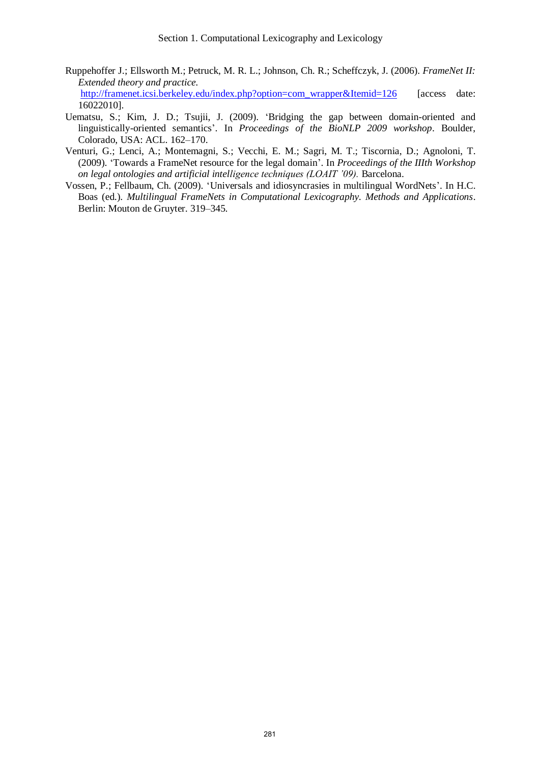Ruppehoffer J.; Ellsworth M.; Petruck, M. R. L.; Johnson, Ch. R.; Scheffczyk, J. (2006). *FrameNet II: Extended theory and practice.* http://framenet.icsi.berkeley.edu/index.php?option=com_wrapper&Itemid=126 [access date: 16022010].

Uematsu, S.; Kim, J. D.; Tsujii, J. (2009). 'Bridging the gap between domain-oriented and linguistically-oriented semantics'. In *Proceedings of the BioNLP 2009 workshop*. Boulder, Colorado, USA: ACL. 162–170.

Venturi, G.; Lenci, A.; Montemagni, S.; Vecchi, E. M.; Sagri, M. T.; Tiscornia, D.; Agnoloni, T. (2009). 'Towards a FrameNet resource for the legal domain'. In *Proceedings of the IIIth Workshop on legal ontologies and artificial intelligence techniques (LOAIT '09).* Barcelona.

Vossen, P.; Fellbaum, Ch. (2009). 'Universals and idiosyncrasies in multilingual WordNets'. In H.C. Boas (ed.). *Multilingual FrameNets in Computational Lexicography. Methods and Applications*. Berlin: Mouton de Gruyter. 319–345.